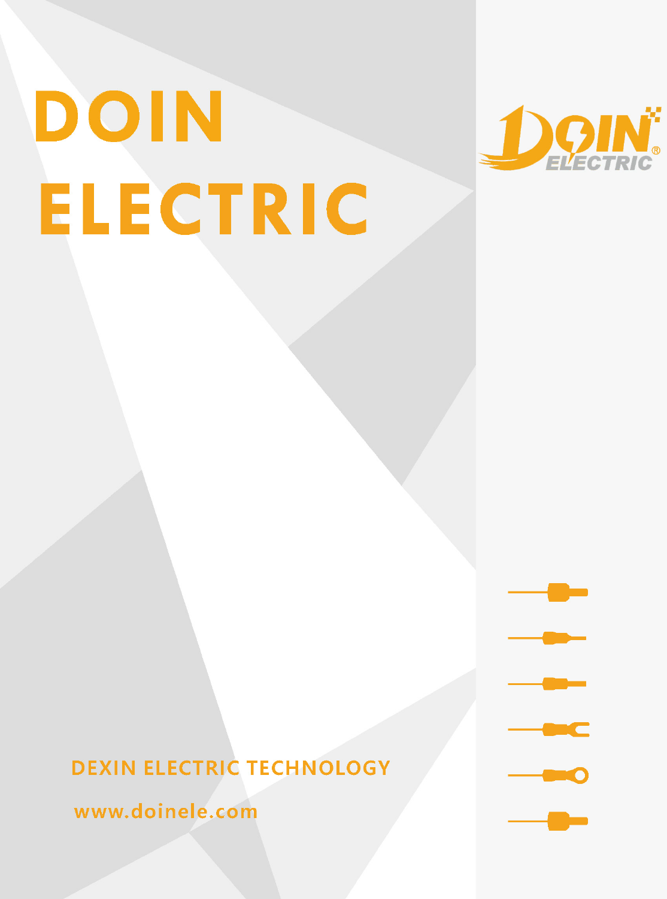# DOIN ELECTRIC

DEXIN ELECTRIC TECHNOLOGY

www.doinele.com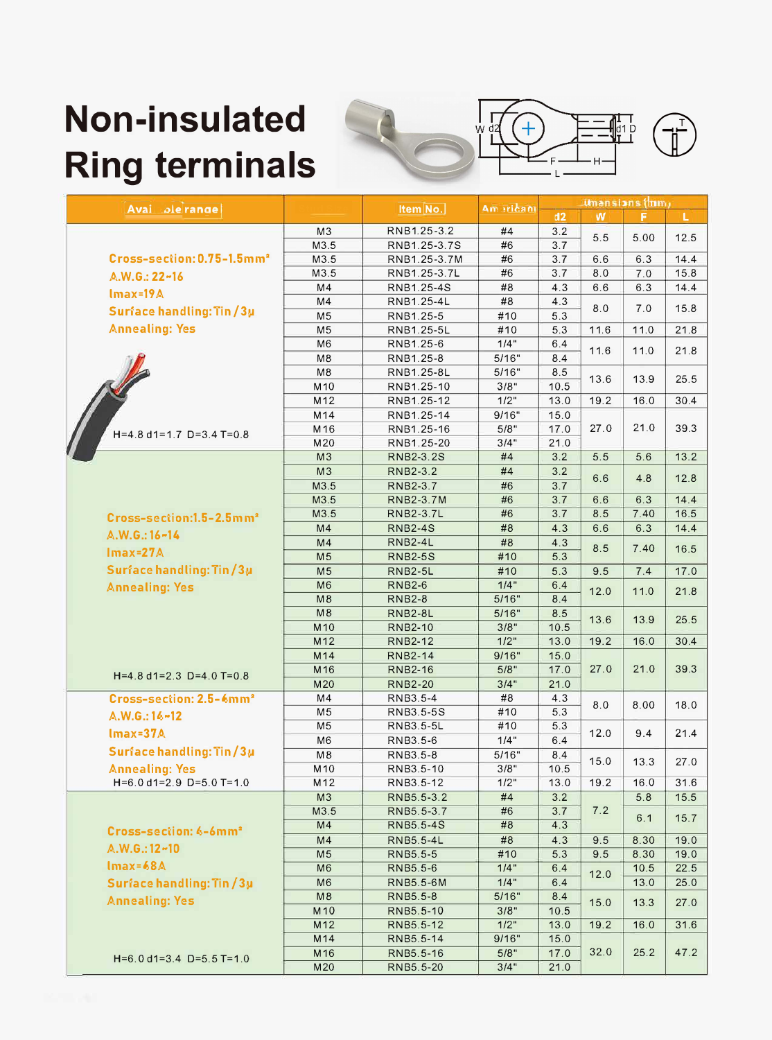# Non-insulated Ring terminals

| Available range | | Item No. | American | Dimensions (mm) | | | |
|---|---|---|---|---|---|---|---|
| | | | | d2 | W | F | L |
| Cross-section: 0.75-1.5mm² A.W.G.: 22-16 Imax=19A Surface handling: Tin / 3μ Annealing: Yes H=4.8 d1=1.7 D=3.4 T=0.8 | M3 | RNB1.25-3.2 | #4 | 3.2 | 5.5 | 5.00 | 12.5 |
| | M3.5 | RNB1.25-3.7S | #6 | 3.7 | | | |
| | M3.5 | RNB1.25-3.7M | #6 | 3.7 | 6.6 | 6.3 | 14.4 |
| | M3.5 | RNB1.25-3.7L | #6 | 3.7 | 8.0 | 7.0 | 15.8 |
| | M4 | RNB1.25-4S | #8 | 4.3 | 6.6 | 6.3 | 14.4 |
| | M4 | RNB1.25-4L | #8 | 4.3 | 8.0 | 7.0 | 15.8 |
| | M5 | RNB1.25-5 | #10 | 5.3 | | | |
| | M5 | RNB1.25-5L | #10 | 5.3 | 11.6 | 11.0 | 21.8 |
| | M6 | RNB1.25-6 | 1/4" | 6.4 | 11.6 | 11.0 | 21.8 |
| | M8 | RNB1.25-8 | 5/16" | 8.4 | | | |
| | M8 | RNB1.25-8L | 5/16" | 8.5 | 13.6 | 13.9 | 25.5 |
| | M10 | RNB1.25-10 | 3/8" | 10.5 | | | |
| | M12 | RNB1.25-12 | 1/2" | 13.0 | 19.2 | 16.0 | 30.4 |
| | M14 | RNB1.25-14 | 9/16" | 15.0 | 27.0 | 21.0 | 39.3 |
| | M16 | RNB1.25-16 | 5/8" | 17.0 | | | |
| | M20 | RNB1.25-20 | 3/4" | 21.0 | | | |
| Cross-section: 1.5-2.5mm² A.W.G.: 16-14 Imax=27A Surface handling: Tin / 3μ Annealing: Yes H=4.8 d1=2.3 D=4.0 T=0.8 | M3 | RNB2-3.2S | #4 | 3.2 | 5.5 | 5.6 | 13.2 |
| | M3 | RNB2-3.2 | #4 | 3.2 | 6.6 | 4.8 | 12.8 |
| | M3.5 | RNB2-3.7 | #6 | 3.7 | | | |
| | M3.5 | RNB2-3.7M | #6 | 3.7 | 6.6 | 6.3 | 14.4 |
| | M3.5 | RNB2-3.7L | #6 | 3.7 | 8.5 | 7.40 | 16.5 |
| | M4 | RNB2-4S | #8 | 4.3 | 6.6 | 6.3 | 14.4 |
| | M4 | RNB2-4L | #8 | 4.3 | 8.5 | 7.40 | 16.5 |
| | M5 | RNB2-5S | #10 | 5.3 | | | |
| | M5 | RNB2-5L | #10 | 5.3 | 9.5 | 7.4 | 17.0 |
| | M6 | RNB2-6 | 1/4" | 6.4 | 12.0 | 11.0 | 21.8 |
| | M8 | RNB2-8 | 5/16" | 8.4 | | | |
| | M8 | RNB2-8L | 5/16" | 8.5 | 13.6 | 13.9 | 25.5 |
| | M10 | RNB2-10 | 3/8" | 10.5 | | | |
| | M12 | RNB2-12 | 1/2" | 13.0 | 19.2 | 16.0 | 30.4 |
| | M14 | RNB2-14 | 9/16" | 15.0 | 27.0 | 21.0 | 39.3 |
| | M16 | RNB2-16 | 5/8" | 17.0 | | | |
| | M20 | RNB2-20 | 3/4" | 21.0 | | | |
| Cross-section: 2.5-4mm² A.W.G.: 16-12 Imax=37A Surface handling: Tin / 3μ Annealing: Yes H=6.0 d1=2.9 D=5.0 T=1.0 | M4 | RNB3.5-4 | #8 | 4.3 | 8.0 | 8.00 | 18.0 |
| | M5 | RNB3.5-5S | #10 | 5.3 | | | |
| | M5 | RNB3.5-5L | #10 | 5.3 | 12.0 | 9.4 | 21.4 |
| | M6 | RNB3.5-6 | 1/4" | 6.4 | | | |
| | M8 | RNB3.5-8 | 5/16" | 8.4 | 15.0 | 13.3 | 27.0 |
| | M10 | RNB3.5-10 | 3/8" | 10.5 | | | |
| | M12 | RNB3.5-12 | 1/2" | 13.0 | 19.2 | 16.0 | 31.6 |
| Cross-section: 4-6mm² A.W.G.: 12-10 Imax=48A Surface handling: Tin / 3μ Annealing: Yes H=6.0 d1=3.4 D=5.5 T=1.0 | M3 | RNB5.5-3.2 | #4 | 3.2 | 7.2 | 5.8 | 15.5 |
| | M3.5 | RNB5.5-3.7 | #6 | 3.7 | | 6.1 | 15.7 |
| | M4 | RNB5.5-4S | #8 | 4.3 | | | |
| | M4 | RNB5.5-4L | #8 | 4.3 | 9.5 | 8.30 | 19.0 |
| | M5 | RNB5.5-5 | #10 | 5.3 | 9.5 | 8.30 | 19.0 |
| | M6 | RNB5.5-6 | 1/4" | 6.4 | 12.0 | 10.5 | 22.5 |
| | M6 | RNB5.5-6M | 1/4" | 6.4 | | 13.0 | 25.0 |
| | M8 | RNB5.5-8 | 5/16" | 8.4 | 15.0 | 13.3 | 27.0 |
| | M10 | RNB5.5-10 | 3/8" | 10.5 | | | |
| | M12 | RNB5.5-12 | 1/2" | 13.0 | 19.2 | 16.0 | 31.6 |
| | M14 | RNB5.5-14 | 9/16" | 15.0 | 32.0 | 25.2 | 47.2 |
| | M16 | RNB5.5-16 | 5/8" | 17.0 | | | |
| | M20 | RNB5.5-20 | 3/4" | 21.0 | | | |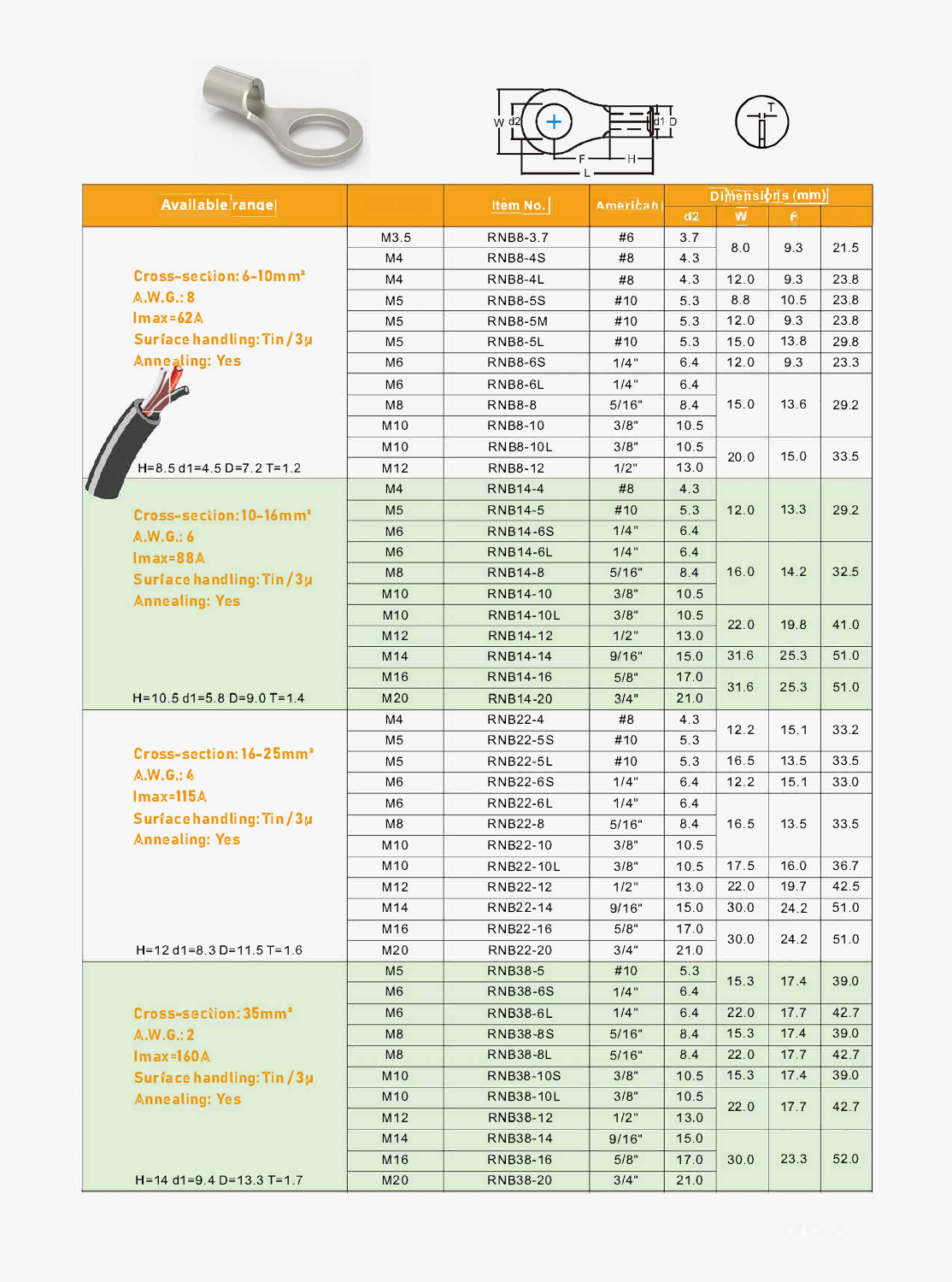| Available range | | Item No. | American | Dimensions (mm) | | | |
|---|---|---|---|---|---|---|---|
| | | | | d2 | W | F | L |
| Cross-section: 6-10mm² A.W.G.: 8 Imax=62A Surface handling: Tin / 3μ Annealing: Yes H=8.5 d1=4.5 D=7.2 T=1.2 | M3.5 | RNB8-3.7 | #6 | 3.7 | 8.0 | 9.3 | 21.5 |
| | M4 | RNB8-4S | #8 | 4.3 | | | |
| | M4 | RNB8-4L | #8 | 4.3 | 12.0 | 9.3 | 23.8 |
| | M5 | RNB8-5S | #10 | 5.3 | 8.8 | 10.5 | 23.8 |
| | M5 | RNB8-5M | #10 | 5.3 | 12.0 | 9.3 | 23.8 |
| | M5 | RNB8-5L | #10 | 5.3 | 15.0 | 13.8 | 29.8 |
| | M6 | RNB8-6S | 1/4" | 6.4 | 12.0 | 9.3 | 23.3 |
| | M6 | RNB8-6L | 1/4" | 6.4 | 15.0 | 13.6 | 29.2 |
| | M8 | RNB8-8 | 5/16" | 8.4 | | | |
| | M10 | RNB8-10 | 3/8" | 10.5 | | | |
| | M10 | RNB8-10L | 3/8" | 10.5 | 20.0 | 15.0 | 33.5 |
| | M12 | RNB8-12 | 1/2" | 13.0 | | | |
| Cross-section: 10-16mm² A.W.G.: 6 Imax=88A Surface handling: Tin / 3μ Annealing: Yes H=10.5 d1=5.8 D=9.0 T=1.4 | M4 | RNB14-4 | #8 | 4.3 | 12.0 | 13.3 | 29.2 |
| | M5 | RNB14-5 | #10 | 5.3 | | | |
| | M6 | RNB14-6S | 1/4" | 6.4 | | | |
| | M6 | RNB14-6L | 1/4" | 6.4 | 16.0 | 14.2 | 32.5 |
| | M8 | RNB14-8 | 5/16" | 8.4 | | | |
| | M10 | RNB14-10 | 3/8" | 10.5 | | | |
| | M10 | RNB14-10L | 3/8" | 10.5 | 22.0 | 19.8 | 41.0 |
| | M12 | RNB14-12 | 1/2" | 13.0 | | | |
| | M14 | RNB14-14 | 9/16" | 15.0 | 31.6 | 25.3 | 51.0 |
| | M16 | RNB14-16 | 5/8" | 17.0 | 31.6 | 25.3 | 51.0 |
| | M20 | RNB14-20 | 3/4" | 21.0 | | | |
| Cross-section: 16-25mm² A.W.G.: 4 Imax=115A Surface handling: Tin / 3μ Annealing: Yes H=12 d1=8.3 D=11.5 T=1.6 | M4 | RNB22-4 | #8 | 4.3 | 12.2 | 15.1 | 33.2 |
| | M5 | RNB22-5S | #10 | 5.3 | | | |
| | M5 | RNB22-5L | #10 | 5.3 | 16.5 | 13.5 | 33.5 |
| | M6 | RNB22-6S | 1/4" | 6.4 | 12.2 | 15.1 | 33.0 |
| | M6 | RNB22-6L | 1/4" | 6.4 | 16.5 | 13.5 | 33.5 |
| | M8 | RNB22-8 | 5/16" | 8.4 | | | |
| | M10 | RNB22-10 | 3/8" | 10.5 | | | |
| | M10 | RNB22-10L | 3/8" | 10.5 | 17.5 | 16.0 | 36.7 |
| | M12 | RNB22-12 | 1/2" | 13.0 | 22.0 | 19.7 | 42.5 |
| | M14 | RNB22-14 | 9/16" | 15.0 | 30.0 | 24.2 | 51.0 |
| | M16 | RNB22-16 | 5/8" | 17.0 | 30.0 | 24.2 | 51.0 |
| | M20 | RNB22-20 | 3/4" | 21.0 | | | |
| Cross-section: 35mm² A.W.G.: 2 Imax=160A Surface handling: Tin / 3μ Annealing: Yes H=14 d1=9.4 D=13.3 T=1.7 | M5 | RNB38-5 | #10 | 5.3 | 15.3 | 17.4 | 39.0 |
| | M6 | RNB38-6S | 1/4" | 6.4 | | | |
| | M6 | RNB38-6L | 1/4" | 6.4 | 22.0 | 17.7 | 42.7 |
| | M8 | RNB38-8S | 5/16" | 8.4 | 15.3 | 17.4 | 39.0 |
| | M8 | RNB38-8L | 5/16" | 8.4 | 22.0 | 17.7 | 42.7 |
| | M10 | RNB38-10S | 3/8" | 10.5 | 15.3 | 17.4 | 39.0 |
| | M10 | RNB38-10L | 3/8" | 10.5 | 22.0 | 17.7 | 42.7 |
| | M12 | RNB38-12 | 1/2" | 13.0 | | | |
| | M14 | RNB38-14 | 9/16" | 15.0 | 30.0 | 23.3 | 52.0 |
| | M16 | RNB38-16 | 5/8" | 17.0 | | | |
| | M20 | RNB38-20 | 3/4" | 21.0 | | | |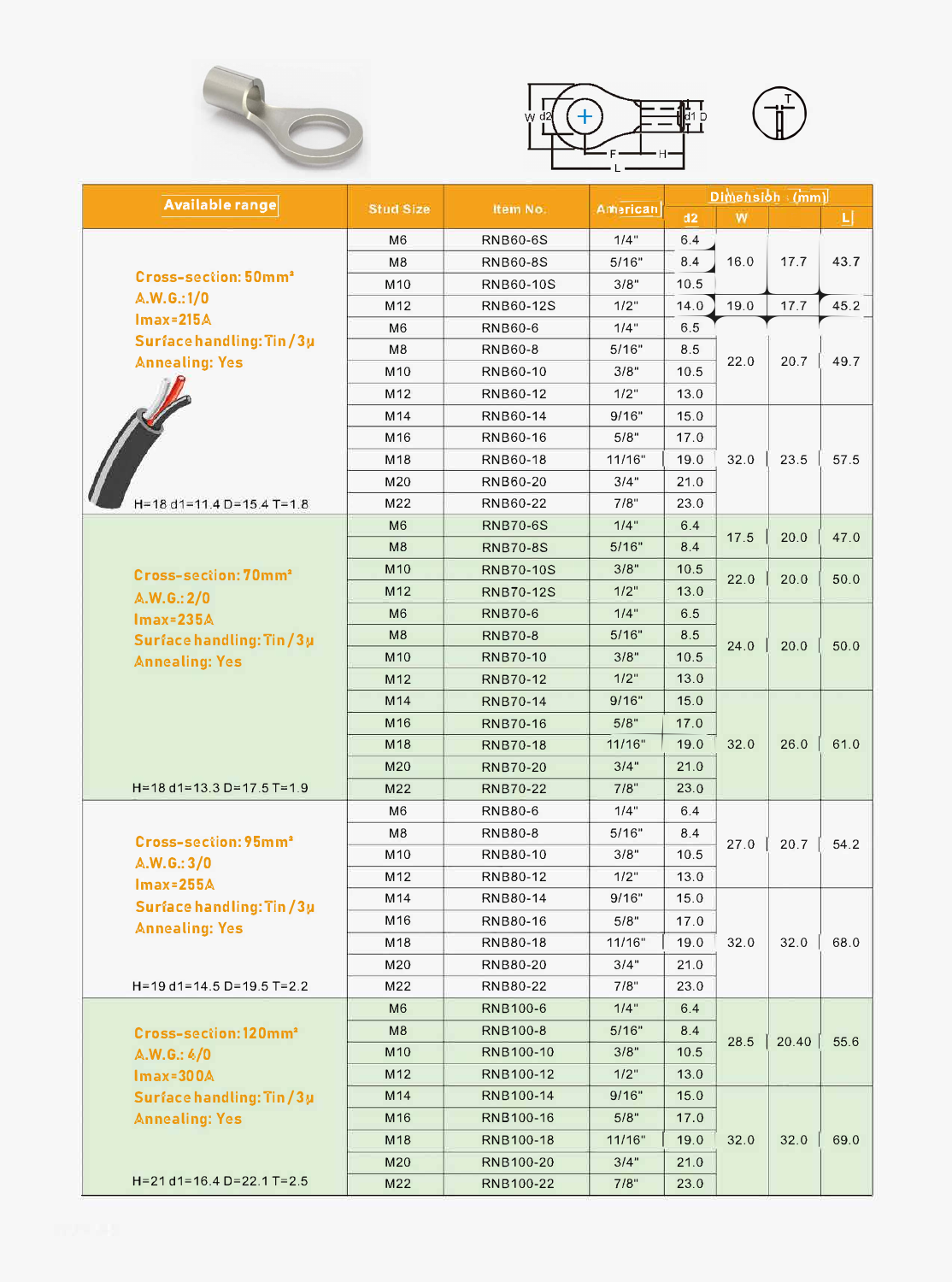| Available range | Stud Size | Item No. | American | Dimension (mm) | | | |
|---|---|---|---|---|---|---|---|
| | | | | d2 | W | | L |
| Cross-section: 50mm² A.W.G.:1/0 Imax=215A Surface handling: Tin / 3μ Annealing: Yes H=18 d1=11.4 D=15.4 T=1.8 | M6 | RNB60-6S | 1/4" | 6.4 | 16.0 | 17.7 | 43.7 |
| | M8 | RNB60-8S | 5/16" | 8.4 | | | |
| | M10 | RNB60-10S | 3/8" | 10.5 | | | |
| | M12 | RNB60-12S | 1/2" | 14.0 | 19.0 | 17.7 | 45.2 |
| | M6 | RNB60-6 | 1/4" | 6.5 | 22.0 | 20.7 | 49.7 |
| | M8 | RNB60-8 | 5/16" | 8.5 | | | |
| | M10 | RNB60-10 | 3/8" | 10.5 | | | |
| | M12 | RNB60-12 | 1/2" | 13.0 | | | |
| | M14 | RNB60-14 | 9/16" | 15.0 | 32.0 | 23.5 | 57.5 |
| | M16 | RNB60-16 | 5/8" | 17.0 | | | |
| | M18 | RNB60-18 | 11/16" | 19.0 | | | |
| | M20 | RNB60-20 | 3/4" | 21.0 | | | |
| | M22 | RNB60-22 | 7/8" | 23.0 | | | |
| Cross-section: 70mm² A.W.G.:2/0 Imax=235A Surface handling: Tin / 3μ Annealing: Yes H=18 d1=13.3 D=17.5 T=1.9 | M6 | RNB70-6S | 1/4" | 6.4 | 17.5 | 20.0 | 47.0 |
| | M8 | RNB70-8S | 5/16" | 8.4 | | | |
| | M10 | RNB70-10S | 3/8" | 10.5 | 22.0 | 20.0 | 50.0 |
| | M12 | RNB70-12S | 1/2" | 13.0 | | | |
| | M6 | RNB70-6 | 1/4" | 6.5 | 24.0 | 20.0 | 50.0 |
| | M8 | RNB70-8 | 5/16" | 8.5 | | | |
| | M10 | RNB70-10 | 3/8" | 10.5 | | | |
| | M12 | RNB70-12 | 1/2" | 13.0 | | | |
| | M14 | RNB70-14 | 9/16" | 15.0 | 32.0 | 26.0 | 61.0 |
| | M16 | RNB70-16 | 5/8" | 17.0 | | | |
| | M18 | RNB70-18 | 11/16" | 19.0 | | | |
| | M20 | RNB70-20 | 3/4" | 21.0 | | | |
| | M22 | RNB70-22 | 7/8" | 23.0 | | | |
| Cross-section: 95mm² A.W.G.:3/0 Imax=255A Surface handling: Tin / 3μ Annealing: Yes H=19 d1=14.5 D=19.5 T=2.2 | M6 | RNB80-6 | 1/4" | 6.4 | 27.0 | 20.7 | 54.2 |
| | M8 | RNB80-8 | 5/16" | 8.4 | | | |
| | M10 | RNB80-10 | 3/8" | 10.5 | | | |
| | M12 | RNB80-12 | 1/2" | 13.0 | | | |
| | M14 | RNB80-14 | 9/16" | 15.0 | 32.0 | 32.0 | 68.0 |
| | M16 | RNB80-16 | 5/8" | 17.0 | | | |
| | M18 | RNB80-18 | 11/16" | 19.0 | | | |
| | M20 | RNB80-20 | 3/4" | 21.0 | | | |
| | M22 | RNB80-22 | 7/8" | 23.0 | | | |
| Cross-section: 120mm² A.W.G.:4/0 Imax=300A Surface handling: Tin / 3μ Annealing: Yes H=21 d1=16.4 D=22.1 T=2.5 | M6 | RNB100-6 | 1/4" | 6.4 | 28.5 | 20.40 | 55.6 |
| | M8 | RNB100-8 | 5/16" | 8.4 | | | |
| | M10 | RNB100-10 | 3/8" | 10.5 | | | |
| | M12 | RNB100-12 | 1/2" | 13.0 | | | |
| | M14 | RNB100-14 | 9/16" | 15.0 | 32.0 | 32.0 | 69.0 |
| | M16 | RNB100-16 | 5/8" | 17.0 | | | |
| | M18 | RNB100-18 | 11/16" | 19.0 | | | |
| | M20 | RNB100-20 | 3/4" | 21.0 | | | |
| | M22 | RNB100-22 | 7/8" | 23.0 | | | |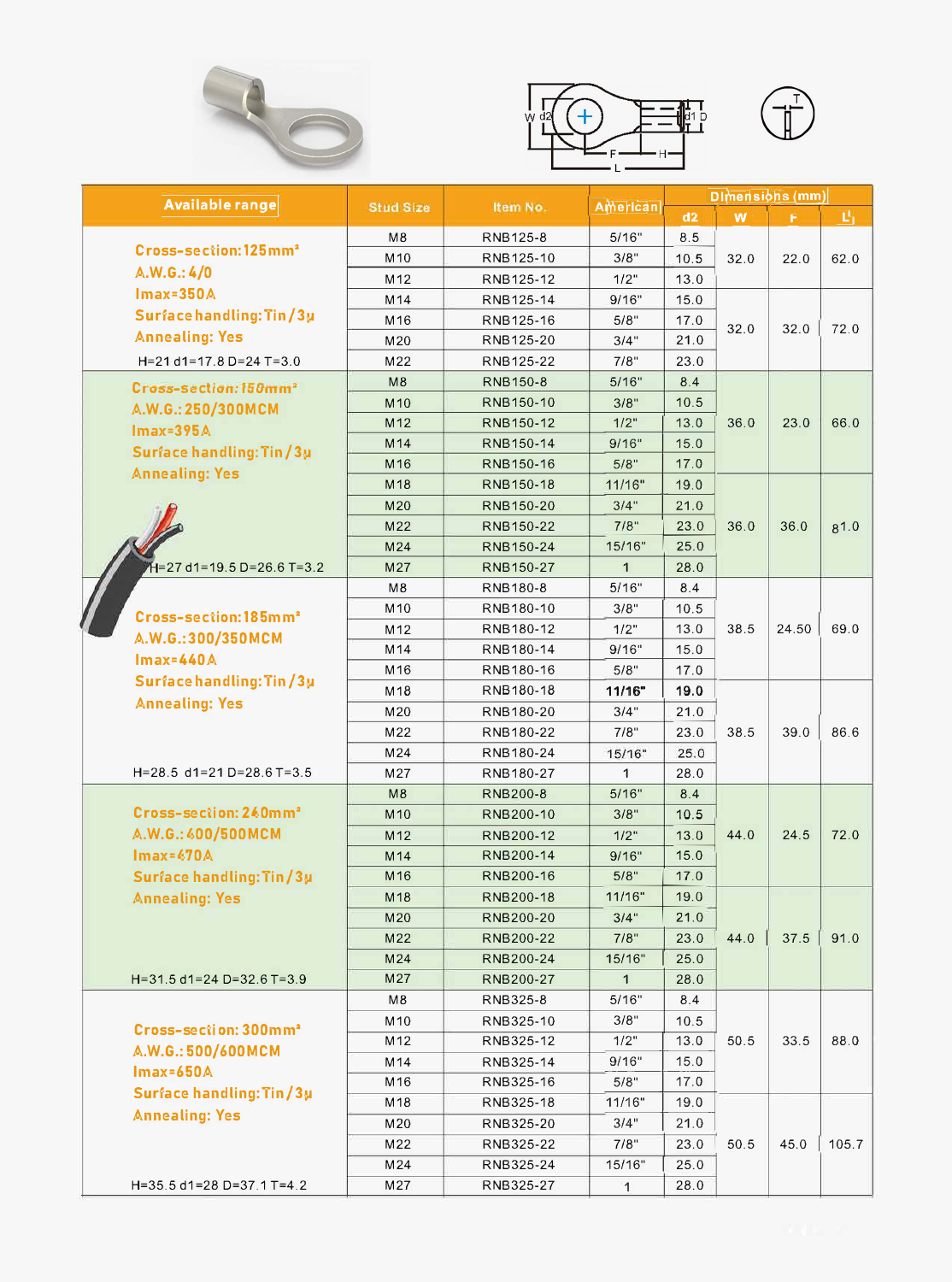| Available range | Stud Size | Item No. | American | Dimensions (mm) | | | |
|---|---|---|---|---|---|---|---|
| | | | | d2 | W | F | L |
| Cross-section: 125mm²<br>A.W.G.: 4/0<br>Imax=350A<br>Surface handling: Tin/3μ<br>Annealing: Yes<br>H=21 d1=17.8 D=24 T=3.0 | M8 | RNB125-8 | 5/16" | 8.5 | 32.0 | 22.0 | 62.0 |
| | M10 | RNB125-10 | 3/8" | 10.5 | | | |
| | M12 | RNB125-12 | 1/2" | 13.0 | | | |
| | M14 | RNB125-14 | 9/16" | 15.0 | 32.0 | 32.0 | 72.0 |
| | M16 | RNB125-16 | 5/8" | 17.0 | | | |
| | M20 | RNB125-20 | 3/4" | 21.0 | | | |
| | M22 | RNB125-22 | 7/8" | 23.0 | | | |
| Cross-section: 150mm²<br>A.W.G.: 250/300MCM<br>Imax=395A<br>Surface handling: Tin/3μ<br>Annealing: Yes<br>H=27 d1=19.5 D=26.6 T=3.2 | M8 | RNB150-8 | 5/16" | 8.4 | 36.0 | 23.0 | 66.0 |
| | M10 | RNB150-10 | 3/8" | 10.5 | | | |
| | M12 | RNB150-12 | 1/2" | 13.0 | | | |
| | M14 | RNB150-14 | 9/16" | 15.0 | | | |
| | M16 | RNB150-16 | 5/8" | 17.0 | | | |
| | M18 | RNB150-18 | 11/16" | 19.0 | 36.0 | 36.0 | 81.0 |
| | M20 | RNB150-20 | 3/4" | 21.0 | | | |
| | M22 | RNB150-22 | 7/8" | 23.0 | | | |
| | M24 | RNB150-24 | 15/16" | 25.0 | | | |
| | M27 | RNB150-27 | 1 | 28.0 | | | |
| Cross-section: 185mm²<br>A.W.G.: 300/350MCM<br>Imax=440A<br>Surface handling: Tin/3μ<br>Annealing: Yes<br>H=28.5 d1=21 D=28.6 T=3.5 | M8 | RNB180-8 | 5/16" | 8.4 | 38.5 | 24.50 | 69.0 |
| | M10 | RNB180-10 | 3/8" | 10.5 | | | |
| | M12 | RNB180-12 | 1/2" | 13.0 | | | |
| | M14 | RNB180-14 | 9/16" | 15.0 | | | |
| | M16 | RNB180-16 | 5/8" | 17.0 | | | |
| | M18 | RNB180-18 | 11/16" | 19.0 | 38.5 | 39.0 | 86.6 |
| | M20 | RNB180-20 | 3/4" | 21.0 | | | |
| | M22 | RNB180-22 | 7/8" | 23.0 | | | |
| | M24 | RNB180-24 | 15/16" | 25.0 | | | |
| | M27 | RNB180-27 | 1 | 28.0 | | | |
| Cross-section: 240mm²<br>A.W.G.: 400/500MCM<br>Imax=470A<br>Surface handling: Tin/3μ<br>Annealing: Yes<br>H=31.5 d1=24 D=32.6 T=3.9 | M8 | RNB200-8 | 5/16" | 8.4 | 44.0 | 24.5 | 72.0 |
| | M10 | RNB200-10 | 3/8" | 10.5 | | | |
| | M12 | RNB200-12 | 1/2" | 13.0 | | | |
| | M14 | RNB200-14 | 9/16" | 15.0 | | | |
| | M16 | RNB200-16 | 5/8" | 17.0 | | | |
| | M18 | RNB200-18 | 11/16" | 19.0 | 44.0 | 37.5 | 91.0 |
| | M20 | RNB200-20 | 3/4" | 21.0 | | | |
| | M22 | RNB200-22 | 7/8" | 23.0 | | | |
| | M24 | RNB200-24 | 15/16" | 25.0 | | | |
| | M27 | RNB200-27 | 1 | 28.0 | | | |
| Cross-section: 300mm²<br>A.W.G.: 500/600MCM<br>Imax=650A<br>Surface handling: Tin/3μ<br>Annealing: Yes<br>H=35.5 d1=28 D=37.1 T=4.2 | M8 | RNB325-8 | 5/16" | 8.4 | 50.5 | 33.5 | 88.0 |
| | M10 | RNB325-10 | 3/8" | 10.5 | | | |
| | M12 | RNB325-12 | 1/2" | 13.0 | | | |
| | M14 | RNB325-14 | 9/16" | 15.0 | | | |
| | M16 | RNB325-16 | 5/8" | 17.0 | | | |
| | M18 | RNB325-18 | 11/16" | 19.0 | 50.5 | 45.0 | 105.7 |
| | M20 | RNB325-20 | 3/4" | 21.0 | | | |
| | M22 | RNB325-22 | 7/8" | 23.0 | | | |
| | M24 | RNB325-24 | 15/16" | 25.0 | | | |
| | M27 | RNB325-27 | 1 | 28.0 | | | |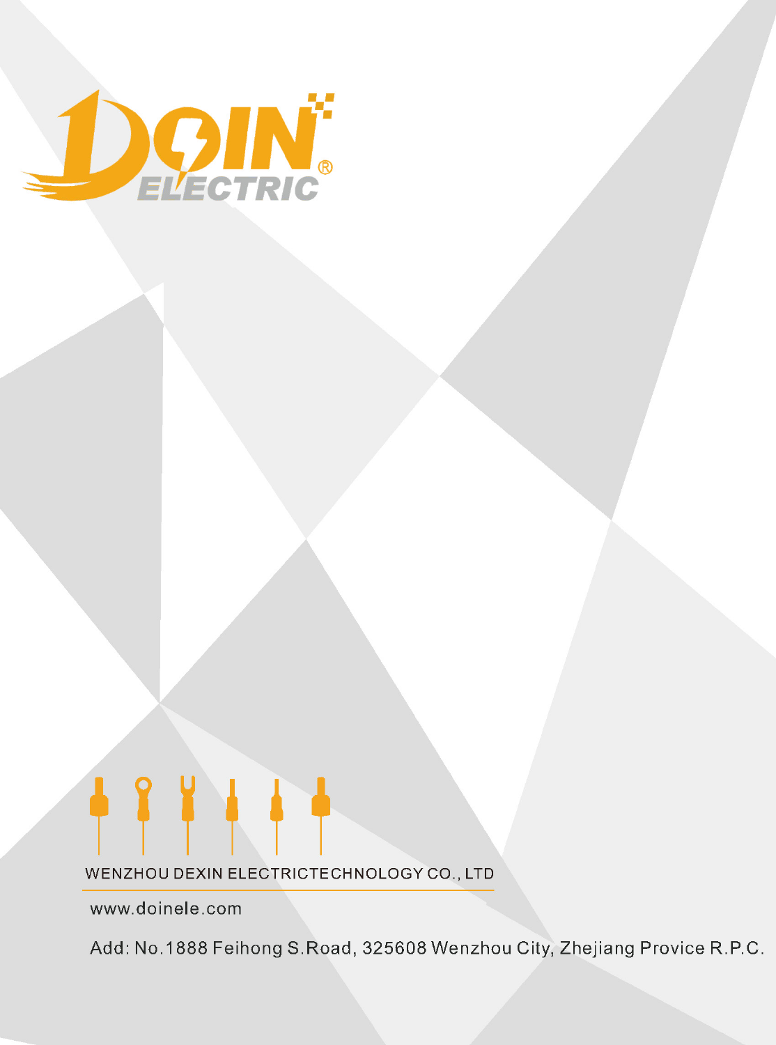DOIN®

ELECTRIC

WENZHOU DEXIN ELECTRICTECHNOLOGY CO., LTD

www.doinele.com

Add: No.1888 Feihong S.Road, 325608 Wenzhou City, Zhejiang Provice R.P.C.